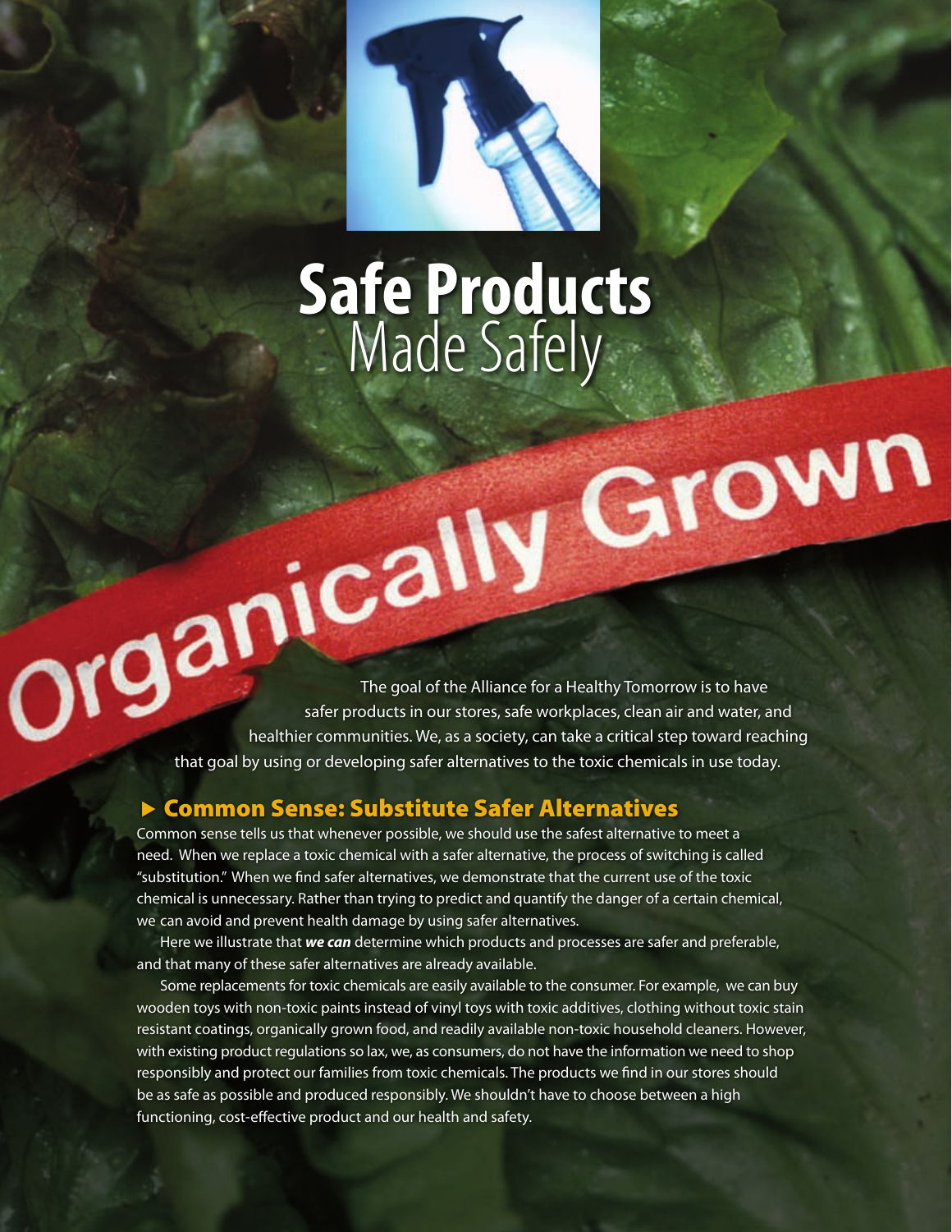# Safe Products Made Safely

Organically Grown

The goal of the Alliance for a Healthy Tomorrow is to have safer products in our stores, safe workplaces, clean air and water, and healthier communities. We, as a society, can take a critical step toward reaching that goal by using or developing safer alternatives to the toxic chemicals in use today.

## ▶ Common Sense: Substitute Safer Alternatives

Common sense tells us that whenever possible, we should use the safest alternative to meet a need. When we replace a toxic chemical with a safer alternative, the process of switching is called "substitution." When we find safer alternatives, we demonstrate that the current use of the toxic chemical is unnecessary. Rather than trying to predict and quantify the danger of a certain chemical, we can avoid and prevent health damage by using safer alternatives.

Here we illustrate that ***we can*** determine which products and processes are safer and preferable, and that many of these safer alternatives are already available.

Some replacements for toxic chemicals are easily available to the consumer. For example, we can buy wooden toys with non-toxic paints instead of vinyl toys with toxic additives, clothing without toxic stain resistant coatings, organically grown food, and readily available non-toxic household cleaners. However, with existing product regulations so lax, we, as consumers, do not have the information we need to shop responsibly and protect our families from toxic chemicals. The products we find in our stores should be as safe as possible and produced responsibly. We shouldn't have to choose between a high functioning, cost-effective product and our health and safety.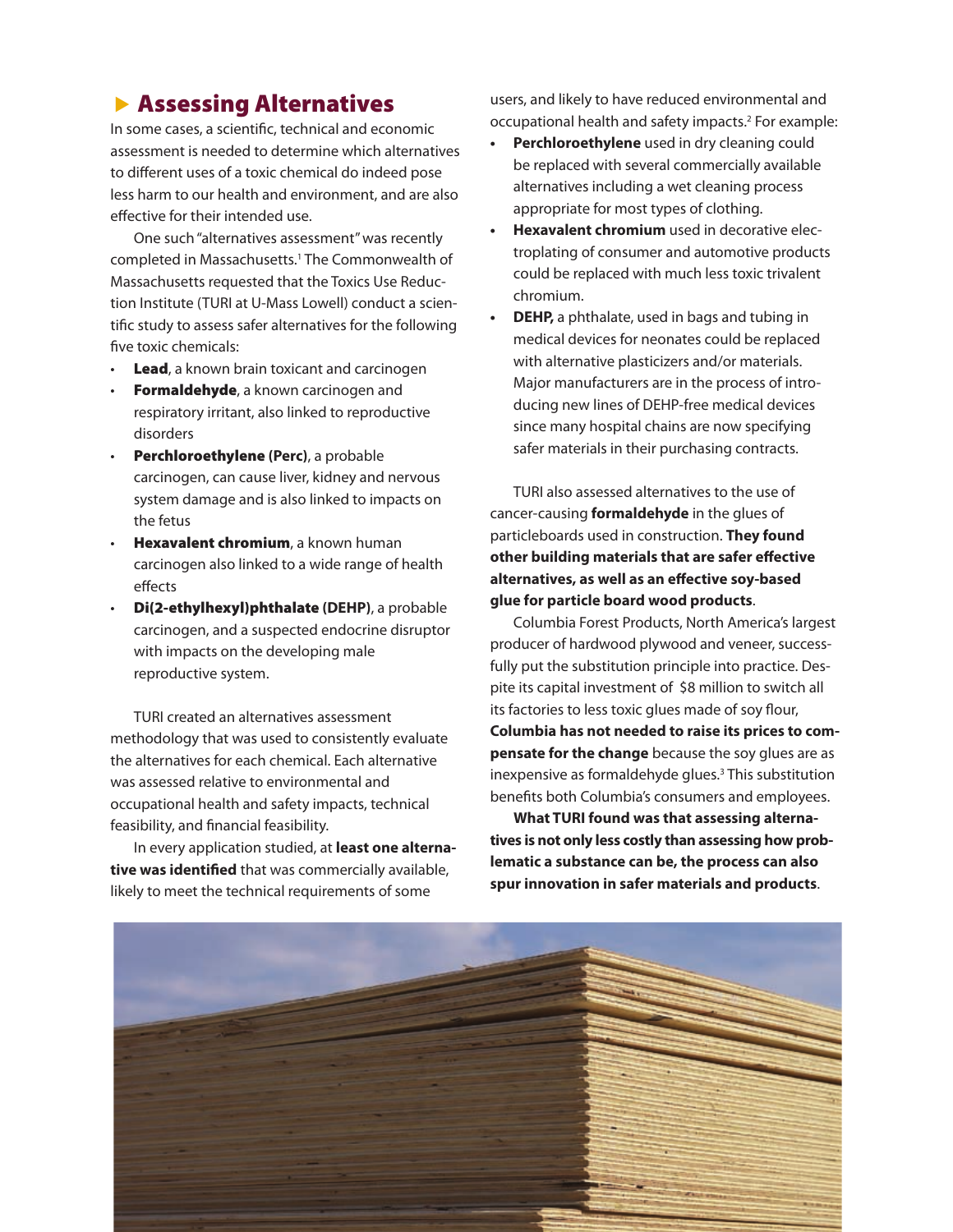## Assessing Alternatives

In some cases, a scientific, technical and economic assessment is needed to determine which alternatives to different uses of a toxic chemical do indeed pose less harm to our health and environment, and are also effective for their intended use.

One such "alternatives assessment" was recently completed in Massachusetts.[1] The Commonwealth of Massachusetts requested that the Toxics Use Reduction Institute (TURI at U-Mass Lowell) conduct a scientific study to assess safer alternatives for the following five toxic chemicals:

- **Lead**, a known brain toxicant and carcinogen
- **Formaldehyde**, a known carcinogen and respiratory irritant, also linked to reproductive disorders
- **Perchloroethylene (Perc)**, a probable carcinogen, can cause liver, kidney and nervous system damage and is also linked to impacts on the fetus
- **Hexavalent chromium**, a known human carcinogen also linked to a wide range of health effects
- **Di(2-ethylhexyl)phthalate (DEHP)**, a probable carcinogen, and a suspected endocrine disruptor with impacts on the developing male reproductive system.

TURI created an alternatives assessment methodology that was used to consistently evaluate the alternatives for each chemical. Each alternative was assessed relative to environmental and occupational health and safety impacts, technical feasibility, and financial feasibility.

In every application studied, at **least one alternative was identified** that was commercially available, likely to meet the technical requirements of some users, and likely to have reduced environmental and occupational health and safety impacts.[2] For example:

- **Perchloroethylene** used in dry cleaning could be replaced with several commercially available alternatives including a wet cleaning process appropriate for most types of clothing.
- **Hexavalent chromium** used in decorative electroplating of consumer and automotive products could be replaced with much less toxic trivalent chromium.
- **DEHP,** a phthalate, used in bags and tubing in medical devices for neonates could be replaced with alternative plasticizers and/or materials. Major manufacturers are in the process of introducing new lines of DEHP-free medical devices since many hospital chains are now specifying safer materials in their purchasing contracts.

TURI also assessed alternatives to the use of cancer-causing **formaldehyde** in the glues of particleboards used in construction. **They found other building materials that are safer effective alternatives, as well as an effective soy-based glue for particle board wood products**.

Columbia Forest Products, North America's largest producer of hardwood plywood and veneer, successfully put the substitution principle into practice. Despite its capital investment of $8 million to switch all its factories to less toxic glues made of soy flour, **Columbia has not needed to raise its prices to compensate for the change** because the soy glues are as inexpensive as formaldehyde glues.[3] This substitution benefits both Columbia's consumers and employees.

**What TURI found was that assessing alternatives is not only less costly than assessing how problematic a substance can be, the process can also spur innovation in safer materials and products**.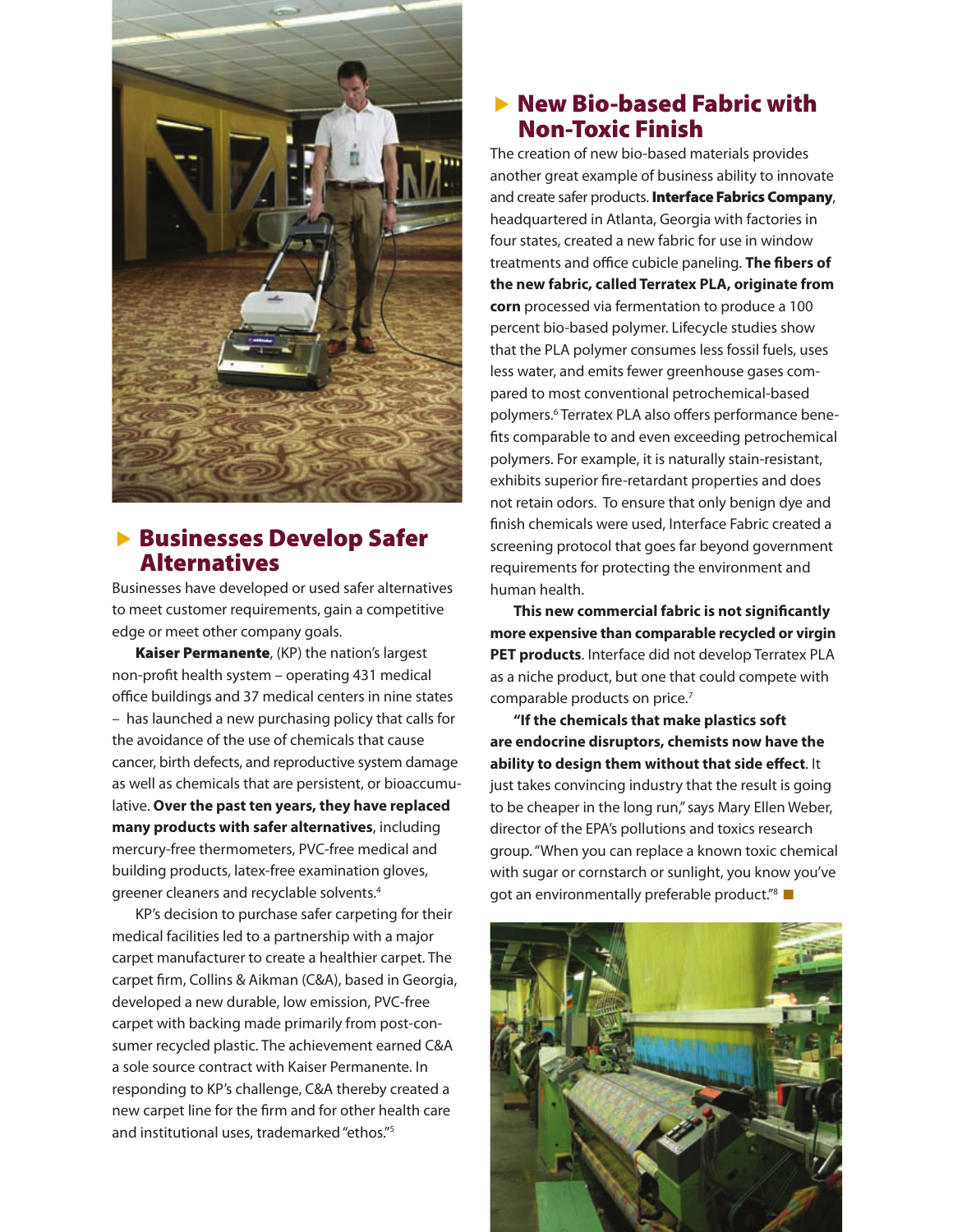## Businesses Develop Safer Alternatives

Businesses have developed or used safer alternatives to meet customer requirements, gain a competitive edge or meet other company goals.

**Kaiser Permanente**, (KP) the nation's largest non-profit health system – operating 431 medical office buildings and 37 medical centers in nine states – has launched a new purchasing policy that calls for the avoidance of the use of chemicals that cause cancer, birth defects, and reproductive system damage as well as chemicals that are persistent, or bioaccumulative. **Over the past ten years, they have replaced many products with safer alternatives**, including mercury-free thermometers, PVC-free medical and building products, latex-free examination gloves, greener cleaners and recyclable solvents.[4]

KP's decision to purchase safer carpeting for their medical facilities led to a partnership with a major carpet manufacturer to create a healthier carpet. The carpet firm, Collins & Aikman (C&A), based in Georgia, developed a new durable, low emission, PVC-free carpet with backing made primarily from post-consumer recycled plastic. The achievement earned C&A a sole source contract with Kaiser Permanente. In responding to KP's challenge, C&A thereby created a new carpet line for the firm and for other health care and institutional uses, trademarked "ethos."[5]

## New Bio-based Fabric with Non-Toxic Finish

The creation of new bio-based materials provides another great example of business ability to innovate and create safer products. **Interface Fabrics Company**, headquartered in Atlanta, Georgia with factories in four states, created a new fabric for use in window treatments and office cubicle paneling. **The fibers of the new fabric, called Terratex PLA, originate from corn** processed via fermentation to produce a 100 percent bio-based polymer. Lifecycle studies show that the PLA polymer consumes less fossil fuels, uses less water, and emits fewer greenhouse gases compared to most conventional petrochemical-based polymers.[6] Terratex PLA also offers performance benefits comparable to and even exceeding petrochemical polymers. For example, it is naturally stain-resistant, exhibits superior fire-retardant properties and does not retain odors. To ensure that only benign dye and finish chemicals were used, Interface Fabric created a screening protocol that goes far beyond government requirements for protecting the environment and human health.

**This new commercial fabric is not significantly more expensive than comparable recycled or virgin PET products**. Interface did not develop Terratex PLA as a niche product, but one that could compete with comparable products on price.[7]

**"If the chemicals that make plastics soft are endocrine disruptors, chemists now have the ability to design them without that side effect**. It just takes convincing industry that the result is going to be cheaper in the long run," says Mary Ellen Weber, director of the EPA's pollutions and toxics research group. "When you can replace a known toxic chemical with sugar or cornstarch or sunlight, you know you've got an environmentally preferable product."[8]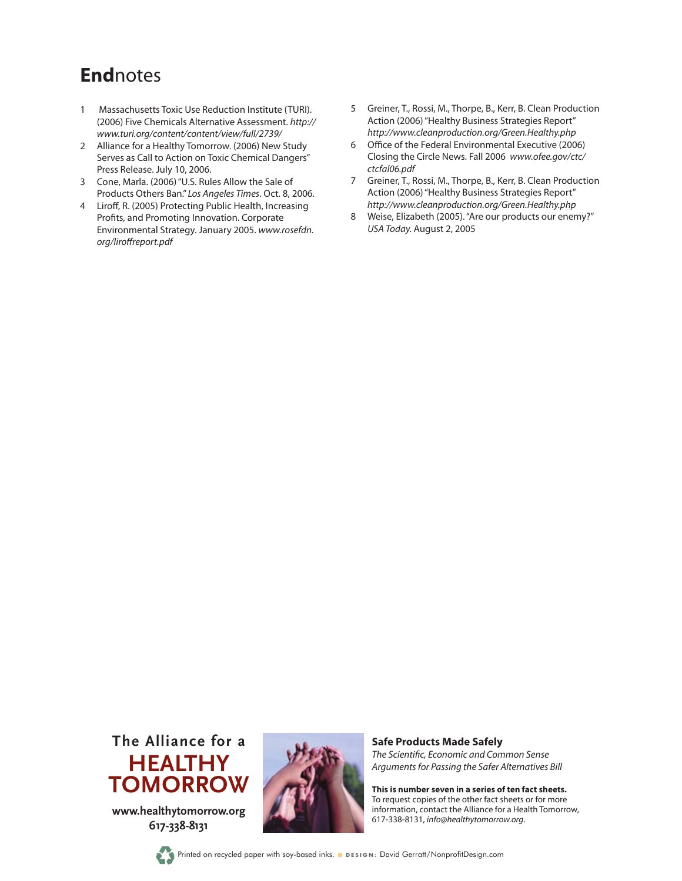# **End**notes

1. Massachusetts Toxic Use Reduction Institute (TURI). (2006) Five Chemicals Alternative Assessment. *http://www.turi.org/content/content/view/full/2739/*
2. Alliance for a Healthy Tomorrow. (2006) New Study Serves as Call to Action on Toxic Chemical Dangers" Press Release. July 10, 2006.
3. Cone, Marla. (2006) "U.S. Rules Allow the Sale of Products Others Ban." *Los Angeles Times*. Oct. 8, 2006.
4. Liroff, R. (2005) Protecting Public Health, Increasing Profits, and Promoting Innovation. Corporate Environmental Strategy. January 2005. *www.rosefdn.org/liroffreport.pdf*
5. Greiner, T., Rossi, M., Thorpe, B., Kerr, B. Clean Production Action (2006) "Healthy Business Strategies Report" *http://www.cleanproduction.org/Green.Healthy.php*
6. Office of the Federal Environmental Executive (2006) Closing the Circle News. Fall 2006 *www.ofee.gov/ctc/ctcfal06.pdf*
7. Greiner, T., Rossi, M., Thorpe, B., Kerr, B. Clean Production Action (2006) "Healthy Business Strategies Report" *http://www.cleanproduction.org/Green.Healthy.php*
8. Weise, Elizabeth (2005). "Are our products our enemy?" *USA Today*. August 2, 2005

The Alliance for a
**HEALTHY TOMORROW**

**www.healthytomorrow.org**
**617-338-8131**

**Safe Products Made Safely**
*The Scientific, Economic and Common Sense Arguments for Passing the Safer Alternatives Bill*

**This is number seven in a series of ten fact sheets.**
To request copies of the other fact sheets or for more information, contact the Alliance for a Health Tomorrow, 617-338-8131, *info@healthytomorrow.org*.

Printed on recycled paper with soy-based inks. DESIGN: David Gerratt/NonprofitDesign.com